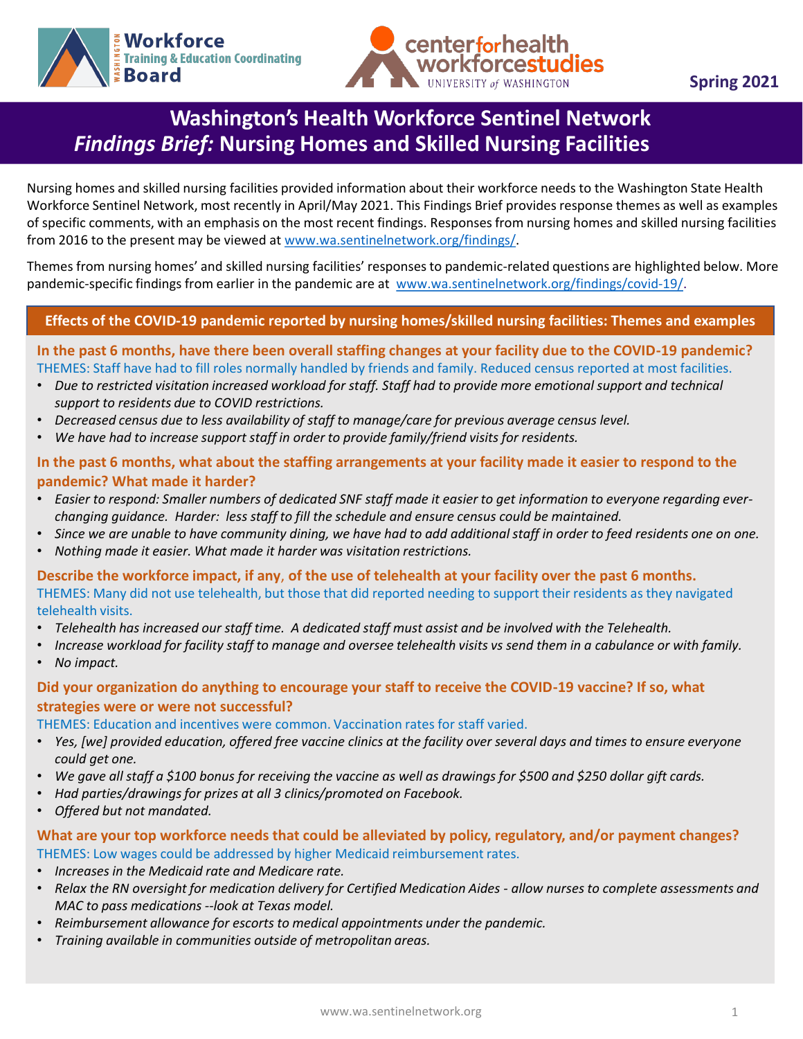Workforce Training & Education Coordinating Board

center for health workforce studies — UNIVERSITY of WASHINGTON

Spring 2021

# Washington's Health Workforce Sentinel Network *Findings Brief:* Nursing Homes and Skilled Nursing Facilities

Nursing homes and skilled nursing facilities provided information about their workforce needs to the Washington State Health Workforce Sentinel Network, most recently in April/May 2021. This Findings Brief provides response themes as well as examples of specific comments, with an emphasis on the most recent findings. Responses from nursing homes and skilled nursing facilities from 2016 to the present may be viewed at www.wa.sentinelnetwork.org/findings/.

Themes from nursing homes' and skilled nursing facilities' responses to pandemic-related questions are highlighted below. More pandemic-specific findings from earlier in the pandemic are at www.wa.sentinelnetwork.org/findings/covid-19/.

## Effects of the COVID-19 pandemic reported by nursing homes/skilled nursing facilities: Themes and examples

### In the past 6 months, have there been overall staffing changes at your facility due to the COVID-19 pandemic?

THEMES: Staff have had to fill roles normally handled by friends and family. Reduced census reported at most facilities.

- *Due to restricted visitation increased workload for staff. Staff had to provide more emotional support and technical support to residents due to COVID restrictions.*
- *Decreased census due to less availability of staff to manage/care for previous average census level.*
- *We have had to increase support staff in order to provide family/friend visits for residents.*

### In the past 6 months, what about the staffing arrangements at your facility made it easier to respond to the pandemic? What made it harder?

- *Easier to respond: Smaller numbers of dedicated SNF staff made it easier to get information to everyone regarding ever-changing guidance. Harder: less staff to fill the schedule and ensure census could be maintained.*
- *Since we are unable to have community dining, we have had to add additional staff in order to feed residents one on one.*
- *Nothing made it easier. What made it harder was visitation restrictions.*

### Describe the workforce impact, if any, of the use of telehealth at your facility over the past 6 months.

THEMES: Many did not use telehealth, but those that did reported needing to support their residents as they navigated telehealth visits.

- *Telehealth has increased our staff time. A dedicated staff must assist and be involved with the Telehealth.*
- *Increase workload for facility staff to manage and oversee telehealth visits vs send them in a cabulance or with family.*
- *No impact.*

### Did your organization do anything to encourage your staff to receive the COVID-19 vaccine? If so, what strategies were or were not successful?

THEMES: Education and incentives were common. Vaccination rates for staff varied.

- *Yes, [we] provided education, offered free vaccine clinics at the facility over several days and times to ensure everyone could get one.*
- *We gave all staff a $100 bonus for receiving the vaccine as well as drawings for $500 and $250 dollar gift cards.*
- *Had parties/drawings for prizes at all 3 clinics/promoted on Facebook.*
- *Offered but not mandated.*

### What are your top workforce needs that could be alleviated by policy, regulatory, and/or payment changes?

THEMES: Low wages could be addressed by higher Medicaid reimbursement rates.

- *Increases in the Medicaid rate and Medicare rate.*
- *Relax the RN oversight for medication delivery for Certified Medication Aides - allow nurses to complete assessments and MAC to pass medications --look at Texas model.*
- *Reimbursement allowance for escorts to medical appointments under the pandemic.*
- *Training available in communities outside of metropolitan areas.*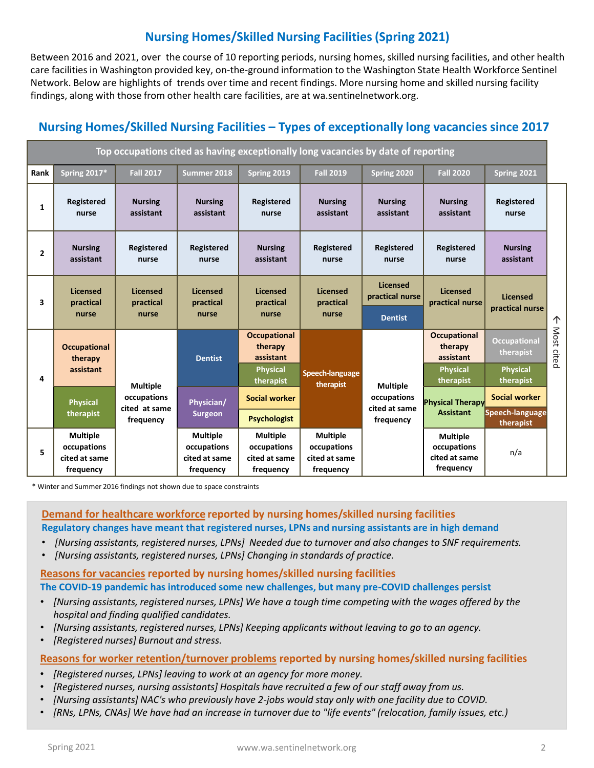## Nursing Homes/Skilled Nursing Facilities (Spring 2021)

Between 2016 and 2021, over the course of 10 reporting periods, nursing homes, skilled nursing facilities, and other health care facilities in Washington provided key, on-the-ground information to the Washington State Health Workforce Sentinel Network. Below are highlights of trends over time and recent findings. More nursing home and skilled nursing facility findings, along with those from other health care facilities, are at wa.sentinelnetwork.org.

### Nursing Homes/Skilled Nursing Facilities – Types of exceptionally long vacancies since 2017

Top occupations cited as having exceptionally long vacancies by date of reporting

| Rank | Spring 2017* | Fall 2017 | Summer 2018 | Spring 2019 | Fall 2019 | Spring 2020 | Fall 2020 | Spring 2021 |
|---|---|---|---|---|---|---|---|---|
| 1 | Registered nurse | Nursing assistant | Nursing assistant | Registered nurse | Nursing assistant | Nursing assistant | Nursing assistant | Registered nurse |
| 2 | Nursing assistant | Registered nurse | Registered nurse | Nursing assistant | Registered nurse | Registered nurse | Registered nurse | Nursing assistant |
| 3 | Licensed practical nurse | Licensed practical nurse | Licensed practical nurse | Licensed practical nurse | Licensed practical nurse | Licensed practical nurse; Dentist | Licensed practical nurse | Licensed practical nurse |
| 4 | Occupational therapy assistant; Physical therapist | Multiple occupations cited at same frequency | Dentist; Physician/ Surgeon | Occupational therapy assistant; Physical therapist; Social worker; Psychologist | Speech-language therapist | Multiple occupations cited at same frequency | Occupational therapy assistant; Physical therapist; Physical Therapy Assistant | Occupational therapist; Physical therapist; Social worker; Speech-language therapist |
| 5 | Multiple occupations cited at same frequency | | Multiple occupations cited at same frequency | Multiple occupations cited at same frequency | Multiple occupations cited at same frequency | | Multiple occupations cited at same frequency | n/a |

← Most cited

\* Winter and Summer 2016 findings not shown due to space constraints

### Demand for healthcare workforce reported by nursing homes/skilled nursing facilities

**Regulatory changes have meant that registered nurses, LPNs and nursing assistants are in high demand**

- *[Nursing assistants, registered nurses, LPNs] Needed due to turnover and also changes to SNF requirements.*
- *[Nursing assistants, registered nurses, LPNs] Changing in standards of practice.*

### Reasons for vacancies reported by nursing homes/skilled nursing facilities

**The COVID-19 pandemic has introduced some new challenges, but many pre-COVID challenges persist**

- *[Nursing assistants, registered nurses, LPNs] We have a tough time competing with the wages offered by the hospital and finding qualified candidates.*
- *[Nursing assistants, registered nurses, LPNs] Keeping applicants without leaving to go to an agency.*
- *[Registered nurses] Burnout and stress.*

### Reasons for worker retention/turnover problems reported by nursing homes/skilled nursing facilities

- *[Registered nurses, LPNs] leaving to work at an agency for more money.*
- *[Registered nurses, nursing assistants] Hospitals have recruited a few of our staff away from us.*
- *[Nursing assistants] NAC's who previously have 2-jobs would stay only with one facility due to COVID.*
- *[RNs, LPNs, CNAs] We have had an increase in turnover due to "life events" (relocation, family issues, etc.)*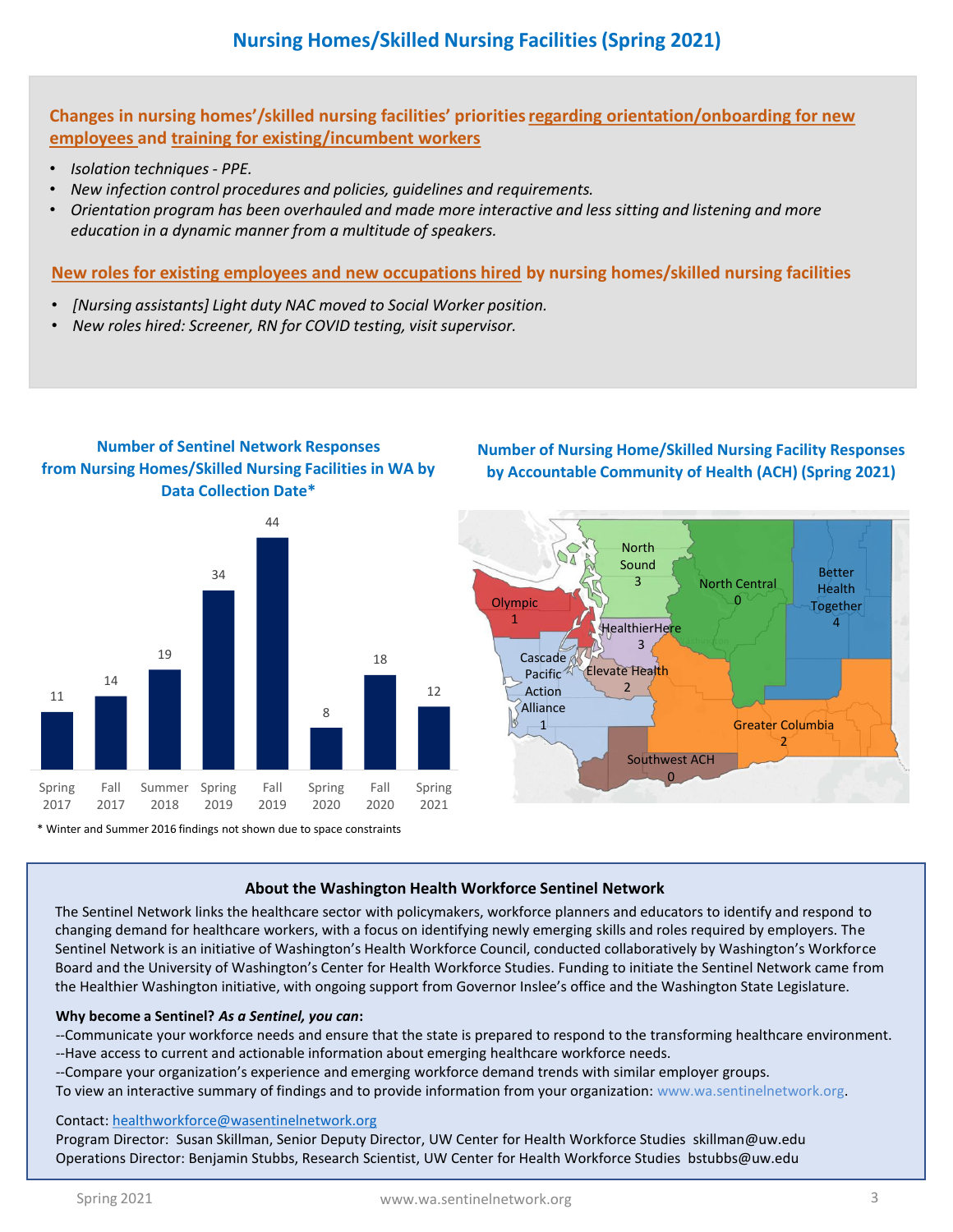# Nursing Homes/Skilled Nursing Facilities (Spring 2021)

**Changes in nursing homes'/skilled nursing facilities' priorities regarding orientation/onboarding for new employees and training for existing/incumbent workers**

- *Isolation techniques - PPE.*
- *New infection control procedures and policies, guidelines and requirements.*
- *Orientation program has been overhauled and made more interactive and less sitting and listening and more education in a dynamic manner from a multitude of speakers.*

**New roles for existing employees and new occupations hired by nursing homes/skilled nursing facilities**

- *[Nursing assistants] Light duty NAC moved to Social Worker position.*
- *New roles hired: Screener, RN for COVID testing, visit supervisor.*

**Number of Sentinel Network Responses from Nursing Homes/Skilled Nursing Facilities in WA by Data Collection Date***

Spring 2017: 11
Fall 2017: 14
Summer 2018: 19
Spring 2019: 34
Fall 2019: 44
Spring 2020: 8
Fall 2020: 18
Spring 2021: 12

\* Winter and Summer 2016 findings not shown due to space constraints

**Number of Nursing Home/Skilled Nursing Facility Responses by Accountable Community of Health (ACH) (Spring 2021)**

North Sound 3
North Central 0
Better Health Together 4
Olympic 1
HealthierHere 3
Cascade Pacific Action Alliance 1
Elevate Health 2
Greater Columbia 2
Southwest ACH 0

## About the Washington Health Workforce Sentinel Network

The Sentinel Network links the healthcare sector with policymakers, workforce planners and educators to identify and respond to changing demand for healthcare workers, with a focus on identifying newly emerging skills and roles required by employers. The Sentinel Network is an initiative of Washington's Health Workforce Council, conducted collaboratively by Washington's Workforce Board and the University of Washington's Center for Health Workforce Studies. Funding to initiate the Sentinel Network came from the Healthier Washington initiative, with ongoing support from Governor Inslee's office and the Washington State Legislature.

**Why become a Sentinel?** ***As a Sentinel, you can*:**
--Communicate your workforce needs and ensure that the state is prepared to respond to the transforming healthcare environment.
--Have access to current and actionable information about emerging healthcare workforce needs.
--Compare your organization's experience and emerging workforce demand trends with similar employer groups.
To view an interactive summary of findings and to provide information from your organization: www.wa.sentinelnetwork.org.

Contact: healthworkforce@wasentinelnetwork.org
Program Director: Susan Skillman, Senior Deputy Director, UW Center for Health Workforce Studies skillman@uw.edu
Operations Director: Benjamin Stubbs, Research Scientist, UW Center for Health Workforce Studies bstubbs@uw.edu